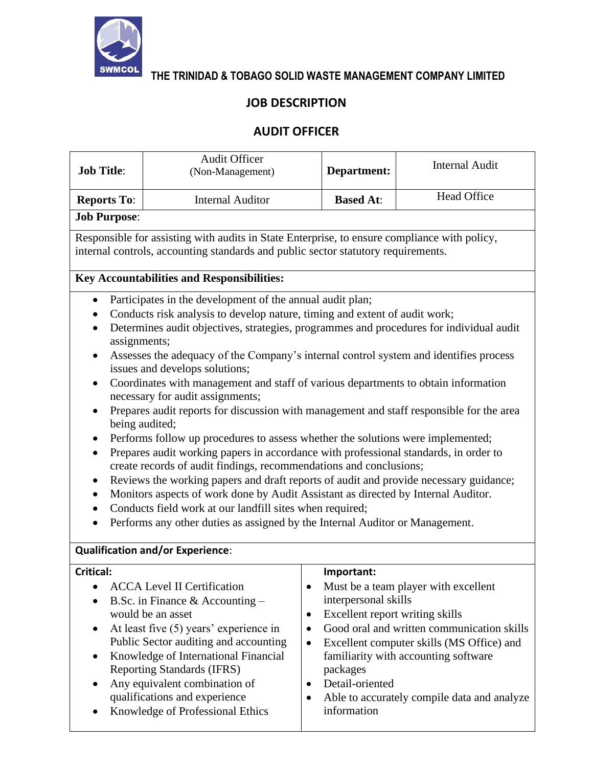**THE TRINIDAD & TOBAGO SOLID WASTE MANAGEMENT COMPANY LIMITED**

## JOB DESCRIPTION

## AUDIT OFFICER

| **Job Title**: | Audit Officer (Non-Management) | **Department:** | Internal Audit |
|---|---|---|---|
| **Reports To**: | Internal Auditor | **Based At**: | Head Office |

**Job Purpose**:

Responsible for assisting with audits in State Enterprise, to ensure compliance with policy, internal controls, accounting standards and public sector statutory requirements.

**Key Accountabilities and Responsibilities:**

- Participates in the development of the annual audit plan;
- Conducts risk analysis to develop nature, timing and extent of audit work;
- Determines audit objectives, strategies, programmes and procedures for individual audit assignments;
- Assesses the adequacy of the Company's internal control system and identifies process issues and develops solutions;
- Coordinates with management and staff of various departments to obtain information necessary for audit assignments;
- Prepares audit reports for discussion with management and staff responsible for the area being audited;
- Performs follow up procedures to assess whether the solutions were implemented;
- Prepares audit working papers in accordance with professional standards, in order to create records of audit findings, recommendations and conclusions;
- Reviews the working papers and draft reports of audit and provide necessary guidance;
- Monitors aspects of work done by Audit Assistant as directed by Internal Auditor.
- Conducts field work at our landfill sites when required;
- Performs any other duties as assigned by the Internal Auditor or Management.

**Qualification and/or Experience**:

| **Critical:** | **Important:** |
|---|---|
| • ACCA Level II Certification<br>• B.Sc. in Finance & Accounting – would be an asset<br>• At least five (5) years' experience in Public Sector auditing and accounting<br>• Knowledge of International Financial Reporting Standards (IFRS)<br>• Any equivalent combination of qualifications and experience<br>• Knowledge of Professional Ethics | • Must be a team player with excellent interpersonal skills<br>• Excellent report writing skills<br>• Good oral and written communication skills<br>• Excellent computer skills (MS Office) and familiarity with accounting software packages<br>• Detail-oriented<br>• Able to accurately compile data and analyze information |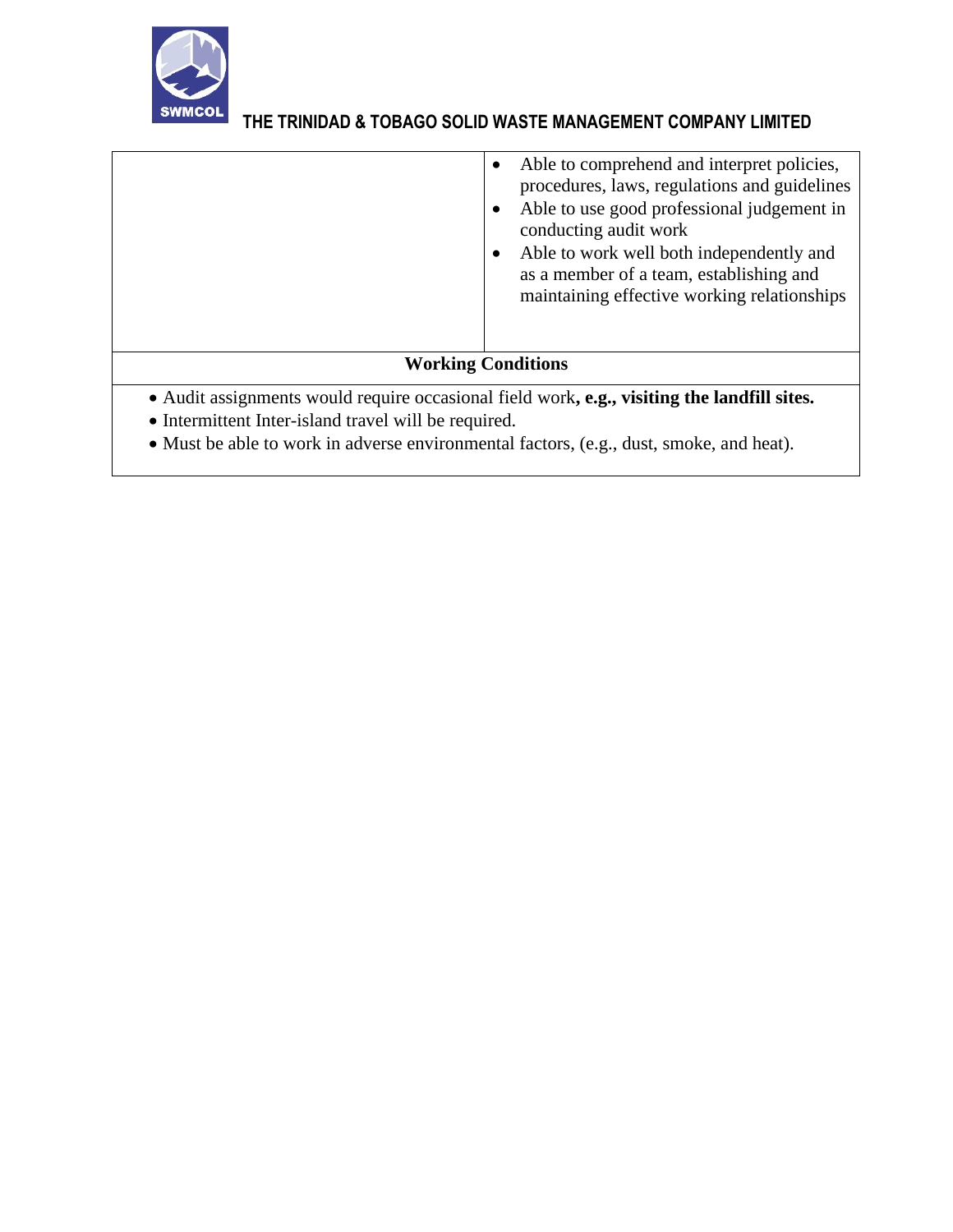| | |
|---|---|
| | • Able to comprehend and interpret policies, procedures, laws, regulations and guidelines<br>• Able to use good professional judgement in conducting audit work<br>• Able to work well both independently and as a member of a team, establishing and maintaining effective working relationships |

**Working Conditions**

- Audit assignments would require occasional field work**, e.g., visiting the landfill sites.**
- Intermittent Inter-island travel will be required.
- Must be able to work in adverse environmental factors, (e.g., dust, smoke, and heat).